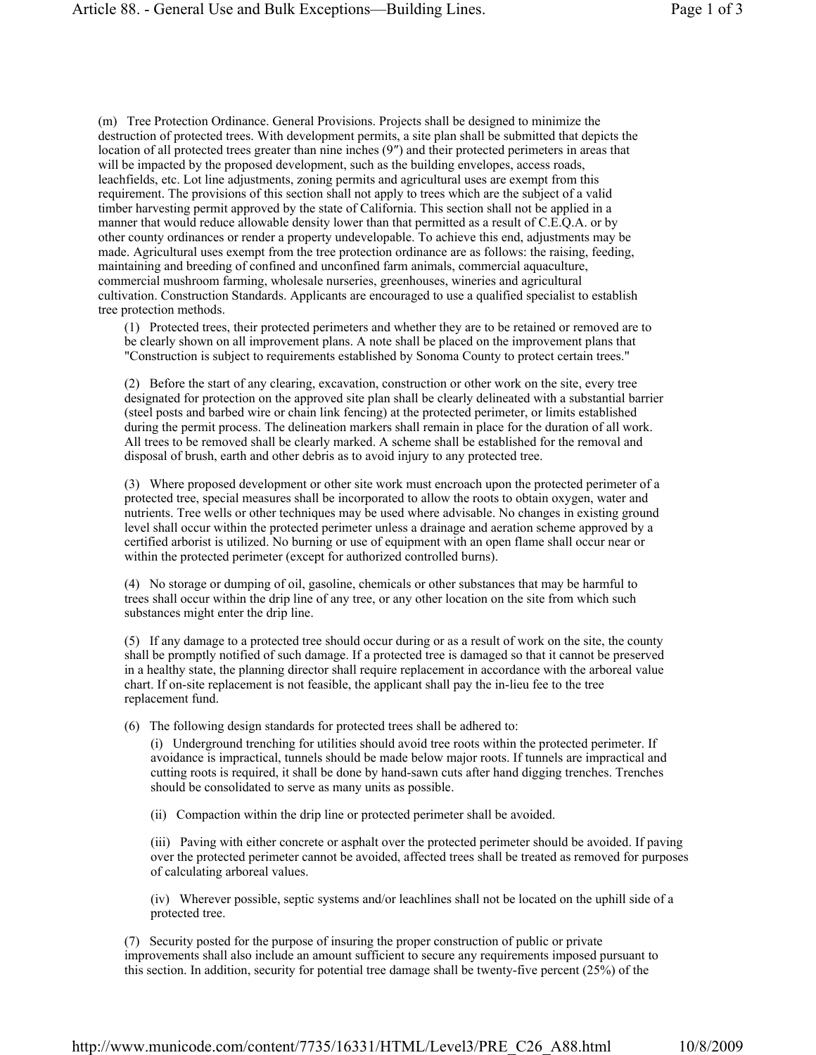(m) Tree Protection Ordinance. General Provisions. Projects shall be designed to minimize the destruction of protected trees. With development permits, a site plan shall be submitted that depicts the location of all protected trees greater than nine inches (9″) and their protected perimeters in areas that will be impacted by the proposed development, such as the building envelopes, access roads, leachfields, etc. Lot line adjustments, zoning permits and agricultural uses are exempt from this requirement. The provisions of this section shall not apply to trees which are the subject of a valid timber harvesting permit approved by the state of California. This section shall not be applied in a manner that would reduce allowable density lower than that permitted as a result of C.E.Q.A. or by other county ordinances or render a property undevelopable. To achieve this end, adjustments may be made. Agricultural uses exempt from the tree protection ordinance are as follows: the raising, feeding, maintaining and breeding of confined and unconfined farm animals, commercial aquaculture, commercial mushroom farming, wholesale nurseries, greenhouses, wineries and agricultural cultivation. Construction Standards. Applicants are encouraged to use a qualified specialist to establish tree protection methods.

(1) Protected trees, their protected perimeters and whether they are to be retained or removed are to be clearly shown on all improvement plans. A note shall be placed on the improvement plans that "Construction is subject to requirements established by Sonoma County to protect certain trees."

(2) Before the start of any clearing, excavation, construction or other work on the site, every tree designated for protection on the approved site plan shall be clearly delineated with a substantial barrier (steel posts and barbed wire or chain link fencing) at the protected perimeter, or limits established during the permit process. The delineation markers shall remain in place for the duration of all work. All trees to be removed shall be clearly marked. A scheme shall be established for the removal and disposal of brush, earth and other debris as to avoid injury to any protected tree.

(3) Where proposed development or other site work must encroach upon the protected perimeter of a protected tree, special measures shall be incorporated to allow the roots to obtain oxygen, water and nutrients. Tree wells or other techniques may be used where advisable. No changes in existing ground level shall occur within the protected perimeter unless a drainage and aeration scheme approved by a certified arborist is utilized. No burning or use of equipment with an open flame shall occur near or within the protected perimeter (except for authorized controlled burns).

(4) No storage or dumping of oil, gasoline, chemicals or other substances that may be harmful to trees shall occur within the drip line of any tree, or any other location on the site from which such substances might enter the drip line.

(5) If any damage to a protected tree should occur during or as a result of work on the site, the county shall be promptly notified of such damage. If a protected tree is damaged so that it cannot be preserved in a healthy state, the planning director shall require replacement in accordance with the arboreal value chart. If on-site replacement is not feasible, the applicant shall pay the in-lieu fee to the tree replacement fund.

(6) The following design standards for protected trees shall be adhered to:

(i) Underground trenching for utilities should avoid tree roots within the protected perimeter. If avoidance is impractical, tunnels should be made below major roots. If tunnels are impractical and cutting roots is required, it shall be done by hand-sawn cuts after hand digging trenches. Trenches should be consolidated to serve as many units as possible.

(ii) Compaction within the drip line or protected perimeter shall be avoided.

(iii) Paving with either concrete or asphalt over the protected perimeter should be avoided. If paving over the protected perimeter cannot be avoided, affected trees shall be treated as removed for purposes of calculating arboreal values.

(iv) Wherever possible, septic systems and/or leachlines shall not be located on the uphill side of a protected tree.

(7) Security posted for the purpose of insuring the proper construction of public or private improvements shall also include an amount sufficient to secure any requirements imposed pursuant to this section. In addition, security for potential tree damage shall be twenty-five percent (25%) of the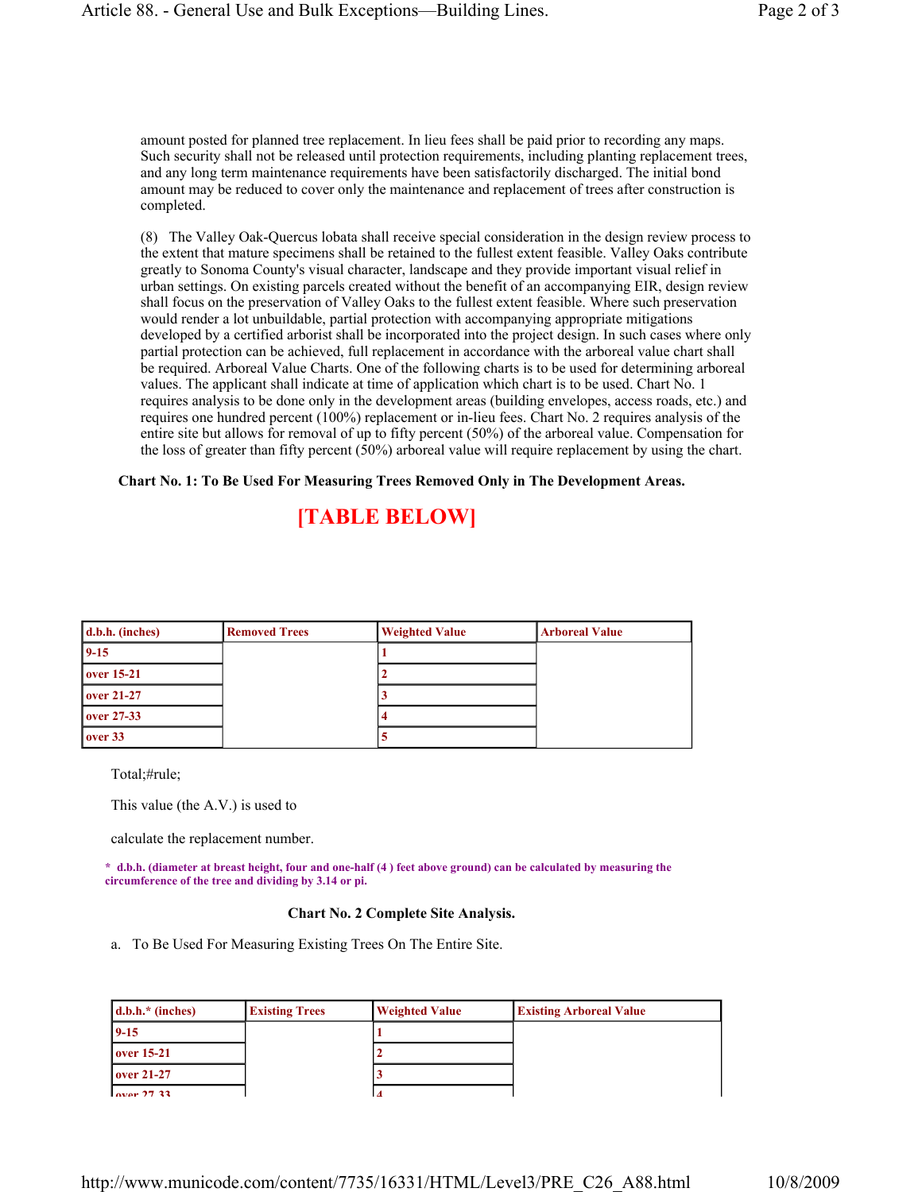amount posted for planned tree replacement. In lieu fees shall be paid prior to recording any maps. Such security shall not be released until protection requirements, including planting replacement trees, and any long term maintenance requirements have been satisfactorily discharged. The initial bond amount may be reduced to cover only the maintenance and replacement of trees after construction is completed.

(8) The Valley Oak-Quercus lobata shall receive special consideration in the design review process to the extent that mature specimens shall be retained to the fullest extent feasible. Valley Oaks contribute greatly to Sonoma County's visual character, landscape and they provide important visual relief in urban settings. On existing parcels created without the benefit of an accompanying EIR, design review shall focus on the preservation of Valley Oaks to the fullest extent feasible. Where such preservation would render a lot unbuildable, partial protection with accompanying appropriate mitigations developed by a certified arborist shall be incorporated into the project design. In such cases where only partial protection can be achieved, full replacement in accordance with the arboreal value chart shall be required. Arboreal Value Charts. One of the following charts is to be used for determining arboreal values. The applicant shall indicate at time of application which chart is to be used. Chart No. 1 requires analysis to be done only in the development areas (building envelopes, access roads, etc.) and requires one hundred percent (100%) replacement or in-lieu fees. Chart No. 2 requires analysis of the entire site but allows for removal of up to fifty percent (50%) of the arboreal value. Compensation for the loss of greater than fifty percent (50%) arboreal value will require replacement by using the chart.

**Chart No. 1: To Be Used For Measuring Trees Removed Only in The Development Areas.**

**[TABLE BELOW]**

| d.b.h. (inches) | Removed Trees | Weighted Value | Arboreal Value |
|---|---|---|---|
| 9-15 | | 1 | |
| over 15-21 | | 2 | |
| over 21-27 | | 3 | |
| over 27-33 | | 4 | |
| over 33 | | 5 | |

Total;#rule;

This value (the A.V.) is used to

calculate the replacement number.

**\* d.b.h. (diameter at breast height, four and one-half (4 ) feet above ground) can be calculated by measuring the circumference of the tree and dividing by 3.14 or pi.**

**Chart No. 2 Complete Site Analysis.**

a. To Be Used For Measuring Existing Trees On The Entire Site.

| d.b.h.* (inches) | Existing Trees | Weighted Value | Existing Arboreal Value |
|---|---|---|---|
| 9-15 | | 1 | |
| over 15-21 | | 2 | |
| over 21-27 | | 3 | |
| over 27-33 | | 4 | |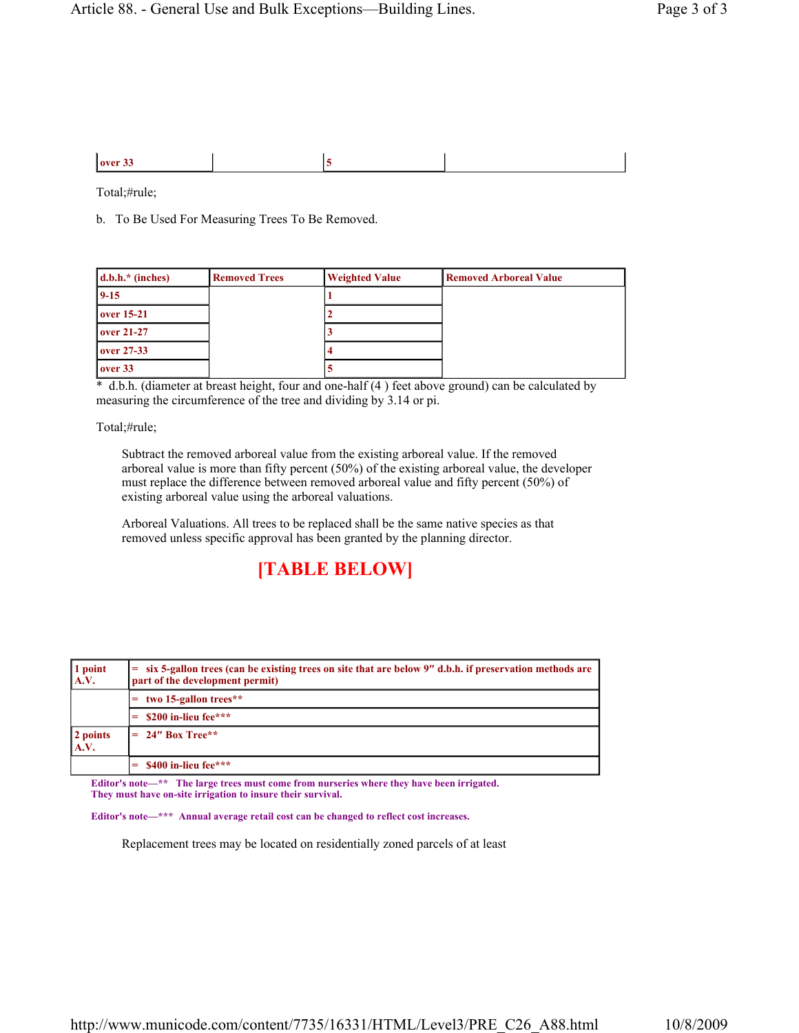| | | | |
|---|---|---|---|
| over 33 | | 5 | |

Total;#rule;

b. To Be Used For Measuring Trees To Be Removed.

| d.b.h.* (inches) | Removed Trees | Weighted Value | Removed Arboreal Value |
|---|---|---|---|
| 9-15 | | 1 | |
| over 15-21 | | 2 | |
| over 21-27 | | 3 | |
| over 27-33 | | 4 | |
| over 33 | | 5 | |

\* d.b.h. (diameter at breast height, four and one-half (4 ) feet above ground) can be calculated by measuring the circumference of the tree and dividing by 3.14 or pi.

Total;#rule;

Subtract the removed arboreal value from the existing arboreal value. If the removed arboreal value is more than fifty percent (50%) of the existing arboreal value, the developer must replace the difference between removed arboreal value and fifty percent (50%) of existing arboreal value using the arboreal valuations.

Arboreal Valuations. All trees to be replaced shall be the same native species as that removed unless specific approval has been granted by the planning director.

**[TABLE BELOW]**

| | |
|---|---|
| 1 point A.V. | = six 5-gallon trees (can be existing trees on site that are below 9″ d.b.h. if preservation methods are part of the development permit) |
| | = two 15-gallon trees** |
| | = $200 in-lieu fee*** |
| 2 points A.V. | = 24″ Box Tree** |
| | = $400 in-lieu fee*** |

Editor's note—** The large trees must come from nurseries where they have been irrigated. They must have on-site irrigation to insure their survival.

Editor's note—*** Annual average retail cost can be changed to reflect cost increases.

Replacement trees may be located on residentially zoned parcels of at least